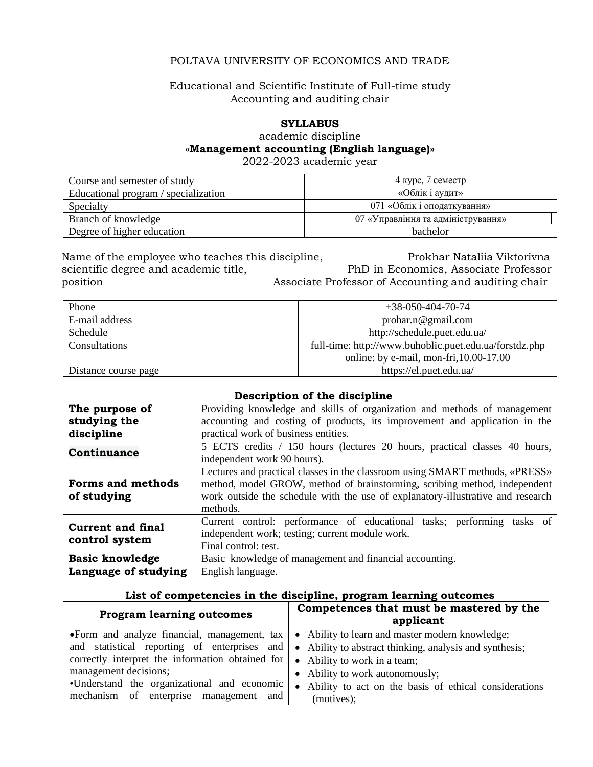POLTAVA UNIVERSITY OF ECONOMICS AND TRADE

Educational and Scientific Institute of Full-time study
Accounting and auditing chair

**SYLLABUS**
academic discipline
**«Management accounting (English language)»**
2022-2023 academic year

| | |
|---|---|
| Course and semester of study | 4 курс, 7 семестр |
| Educational program / specialization | «Облік і аудит» |
| Specialty | 071 «Облік і оподаткування» |
| Branch of knowledge | 07 «Управління та адміністрування» |
| Degree of higher education | bachelor |

Name of the employee who teaches this discipline, scientific degree and academic title, position: Prokhar Nataliia Viktorivna, PhD in Economics, Associate Professor, Associate Professor of Accounting and auditing chair

| | |
|---|---|
| Phone | +38-050-404-70-74 |
| E-mail address | prohar.n@gmail.com |
| Schedule | http://schedule.puet.edu.ua/ |
| Consultations | full-time: http://www.buhoblic.puet.edu.ua/forstdz.php<br>online: by e-mail, mon-fri,10.00-17.00 |
| Distance course page | https://el.puet.edu.ua/ |

**Description of the discipline**

| | |
|---|---|
| **The purpose of studying the discipline** | Providing knowledge and skills of organization and methods of management accounting and costing of products, its improvement and application in the practical work of business entities. |
| **Continuance** | 5 ECTS credits / 150 hours (lectures 20 hours, practical classes 40 hours, independent work 90 hours). |
| **Forms and methods of studying** | Lectures and practical classes in the classroom using SMART methods, «PRESS» method, model GROW, method of brainstorming, scribing method, independent work outside the schedule with the use of explanatory-illustrative and research methods. |
| **Current and final control system** | Current control: performance of educational tasks; performing tasks of independent work; testing; current module work.<br>Final control: test. |
| **Basic knowledge** | Basic knowledge of management and financial accounting. |
| **Language of studying** | English language. |

**List of competencies in the discipline, program learning outcomes**

| Program learning outcomes | Competences that must be mastered by the applicant |
|---|---|
| •Form and analyze financial, management, tax and statistical reporting of enterprises and correctly interpret the information obtained for management decisions;<br>•Understand the organizational and economic mechanism of enterprise management and | • Ability to learn and master modern knowledge;<br>• Ability to abstract thinking, analysis and synthesis;<br>• Ability to work in a team;<br>• Ability to work autonomously;<br>• Ability to act on the basis of ethical considerations (motives); |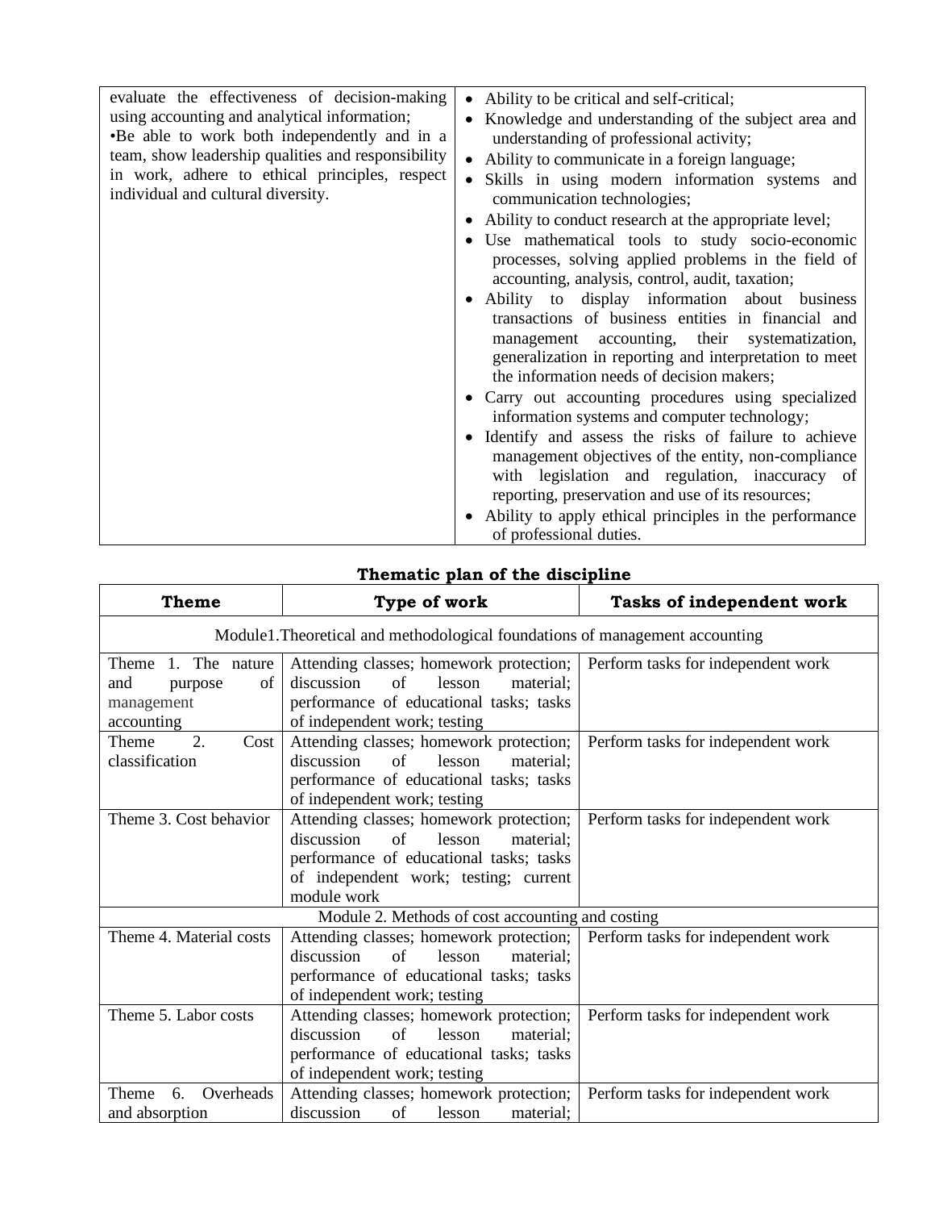| | |
|---|---|
| evaluate the effectiveness of decision-making using accounting and analytical information;<br>•Be able to work both independently and in a team, show leadership qualities and responsibility in work, adhere to ethical principles, respect individual and cultural diversity. | • Ability to be critical and self-critical;<br>• Knowledge and understanding of the subject area and understanding of professional activity;<br>• Ability to communicate in a foreign language;<br>• Skills in using modern information systems and communication technologies;<br>• Ability to conduct research at the appropriate level;<br>• Use mathematical tools to study socio-economic processes, solving applied problems in the field of accounting, analysis, control, audit, taxation;<br>• Ability to display information about business transactions of business entities in financial and management accounting, their systematization, generalization in reporting and interpretation to meet the information needs of decision makers;<br>• Carry out accounting procedures using specialized information systems and computer technology;<br>• Identify and assess the risks of failure to achieve management objectives of the entity, non-compliance with legislation and regulation, inaccuracy of reporting, preservation and use of its resources;<br>• Ability to apply ethical principles in the performance of professional duties. |

## Thematic plan of the discipline

| Theme | Type of work | Tasks of independent work |
|---|---|---|
| Module1.Theoretical and methodological foundations of management accounting | | |
| Theme 1. The nature and purpose of management accounting | Attending classes; homework protection; discussion of lesson material; performance of educational tasks; tasks of independent work; testing | Perform tasks for independent work |
| Theme 2. Cost classification | Attending classes; homework protection; discussion of lesson material; performance of educational tasks; tasks of independent work; testing | Perform tasks for independent work |
| Theme 3. Cost behavior | Attending classes; homework protection; discussion of lesson material; performance of educational tasks; tasks of independent work; testing; current module work | Perform tasks for independent work |
| Module 2. Methods of cost accounting and costing | | |
| Theme 4. Material costs | Attending classes; homework protection; discussion of lesson material; performance of educational tasks; tasks of independent work; testing | Perform tasks for independent work |
| Theme 5. Labor costs | Attending classes; homework protection; discussion of lesson material; performance of educational tasks; tasks of independent work; testing | Perform tasks for independent work |
| Theme 6. Overheads and absorption | Attending classes; homework protection; discussion of lesson material; | Perform tasks for independent work |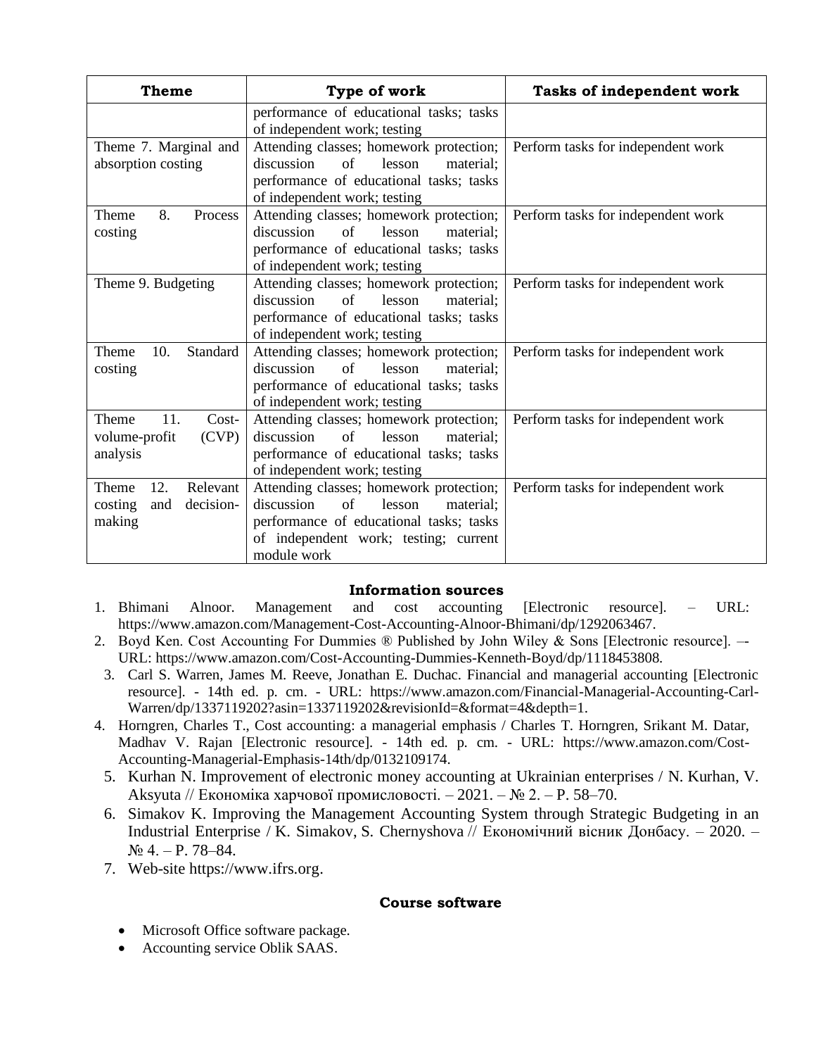| Theme | Type of work | Tasks of independent work |
|---|---|---|
| | performance of educational tasks; tasks of independent work; testing | |
| Theme 7. Marginal and absorption costing | Attending classes; homework protection; discussion of lesson material; performance of educational tasks; tasks of independent work; testing | Perform tasks for independent work |
| Theme 8. Process costing | Attending classes; homework protection; discussion of lesson material; performance of educational tasks; tasks of independent work; testing | Perform tasks for independent work |
| Theme 9. Budgeting | Attending classes; homework protection; discussion of lesson material; performance of educational tasks; tasks of independent work; testing | Perform tasks for independent work |
| Theme 10. Standard costing | Attending classes; homework protection; discussion of lesson material; performance of educational tasks; tasks of independent work; testing | Perform tasks for independent work |
| Theme 11. Cost-volume-profit (CVP) analysis | Attending classes; homework protection; discussion of lesson material; performance of educational tasks; tasks of independent work; testing | Perform tasks for independent work |
| Theme 12. Relevant costing and decision-making | Attending classes; homework protection; discussion of lesson material; performance of educational tasks; tasks of independent work; testing; current module work | Perform tasks for independent work |

## Information sources

1. Bhimani Alnoor. Management and cost accounting [Electronic resource]. – URL: https://www.amazon.com/Management-Cost-Accounting-Alnoor-Bhimani/dp/1292063467.
2. Boyd Ken. Cost Accounting For Dummies ® Published by John Wiley & Sons [Electronic resource]. –- URL: https://www.amazon.com/Cost-Accounting-Dummies-Kenneth-Boyd/dp/1118453808.
3. Carl S. Warren, James M. Reeve, Jonathan E. Duchac. Financial and managerial accounting [Electronic resource]. - 14th ed. p. cm. - URL: https://www.amazon.com/Financial-Managerial-Accounting-Carl-Warren/dp/1337119202?asin=1337119202&revisionId=&format=4&depth=1.
4. Horngren, Charles T., Cost accounting: a managerial emphasis / Charles T. Horngren, Srikant M. Datar, Madhav V. Rajan [Electronic resource]. - 14th ed. p. cm. - URL: https://www.amazon.com/Cost-Accounting-Managerial-Emphasis-14th/dp/0132109174.
5. Kurhan N. Improvement of electronic money accounting at Ukrainian enterprises / N. Kurhan, V. Aksyuta // Економіка харчової промисловості. – 2021. – № 2. – P. 58–70.
6. Simakov K. Improving the Management Accounting System through Strategic Budgeting in an Industrial Enterprise / K. Simakov, S. Chernyshova // Економічний вісник Донбасу. – 2020. – № 4. – P. 78–84.
7. Web-site https://www.ifrs.org.

## Course software

- Microsoft Office software package.
- Accounting service Oblik SAAS.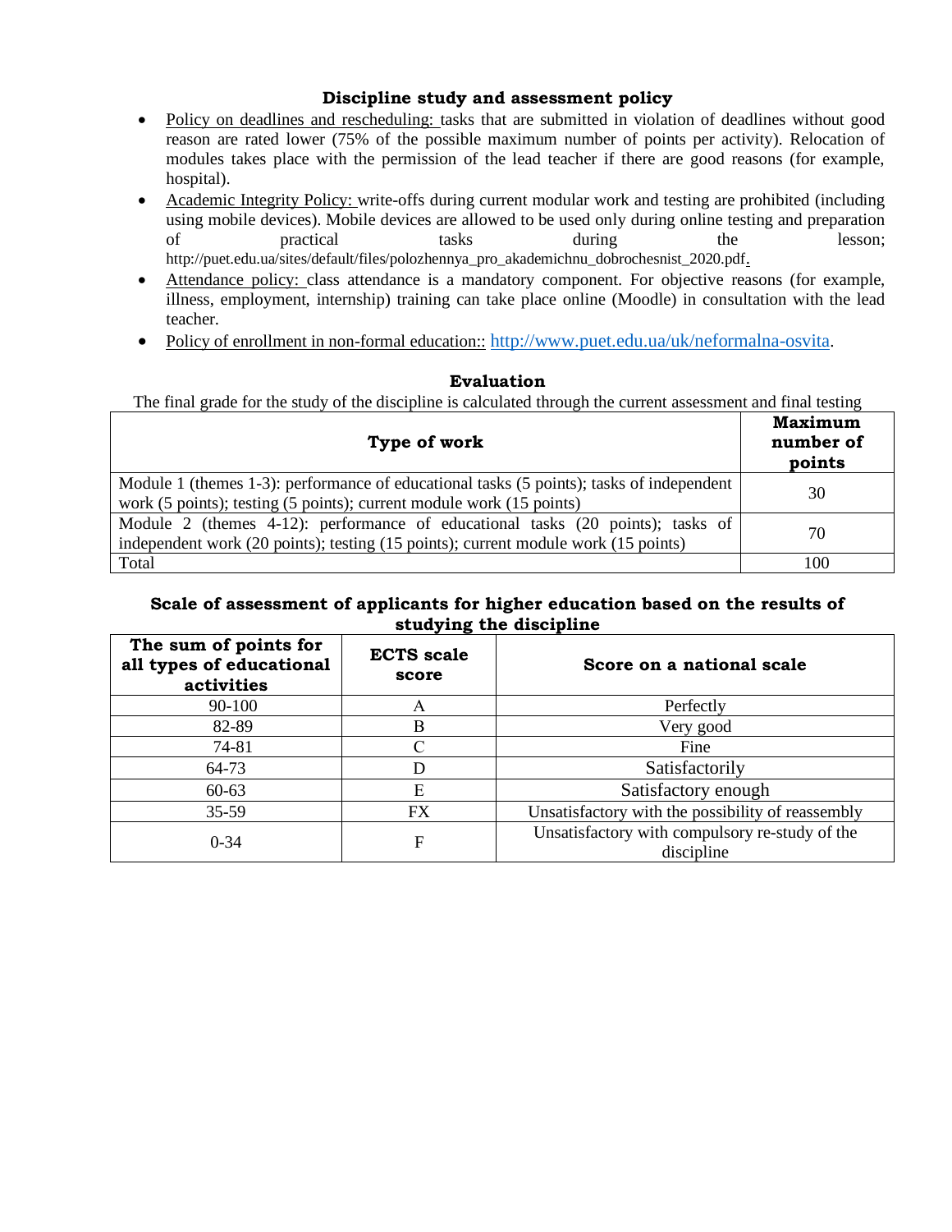### Discipline study and assessment policy

- Policy on deadlines and rescheduling: tasks that are submitted in violation of deadlines without good reason are rated lower (75% of the possible maximum number of points per activity). Relocation of modules takes place with the permission of the lead teacher if there are good reasons (for example, hospital).
- Academic Integrity Policy: write-offs during current modular work and testing are prohibited (including using mobile devices). Mobile devices are allowed to be used only during online testing and preparation of practical tasks during the lesson; http://puet.edu.ua/sites/default/files/polozhennya_pro_akademichnu_dobrochesnist_2020.pdf.
- Attendance policy: class attendance is a mandatory component. For objective reasons (for example, illness, employment, internship) training can take place online (Moodle) in consultation with the lead teacher.
- Policy of enrollment in non-formal education:: http://www.puet.edu.ua/uk/neformalna-osvita.

### Evaluation

The final grade for the study of the discipline is calculated through the current assessment and final testing

| Type of work | Maximum number of points |
|---|---|
| Module 1 (themes 1-3): performance of educational tasks (5 points); tasks of independent work (5 points); testing (5 points); current module work (15 points) | 30 |
| Module 2 (themes 4-12): performance of educational tasks (20 points); tasks of independent work (20 points); testing (15 points); current module work (15 points) | 70 |
| Total | 100 |

### Scale of assessment of applicants for higher education based on the results of studying the discipline

| The sum of points for all types of educational activities | ECTS scale score | Score on a national scale |
|---|---|---|
| 90-100 | A | Perfectly |
| 82-89 | B | Very good |
| 74-81 | C | Fine |
| 64-73 | D | Satisfactorily |
| 60-63 | E | Satisfactory enough |
| 35-59 | FX | Unsatisfactory with the possibility of reassembly |
| 0-34 | F | Unsatisfactory with compulsory re-study of the discipline |